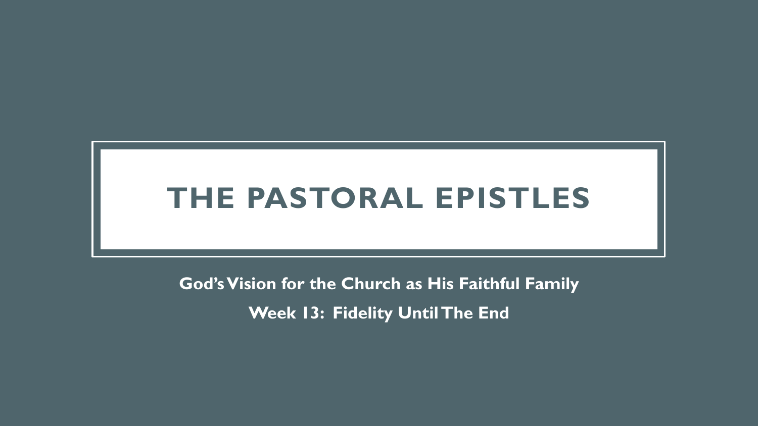# THE PASTORAL EPISTLES

**God's Vision for the Church as His Faithful Family**

**Week 13: Fidelity Until The End**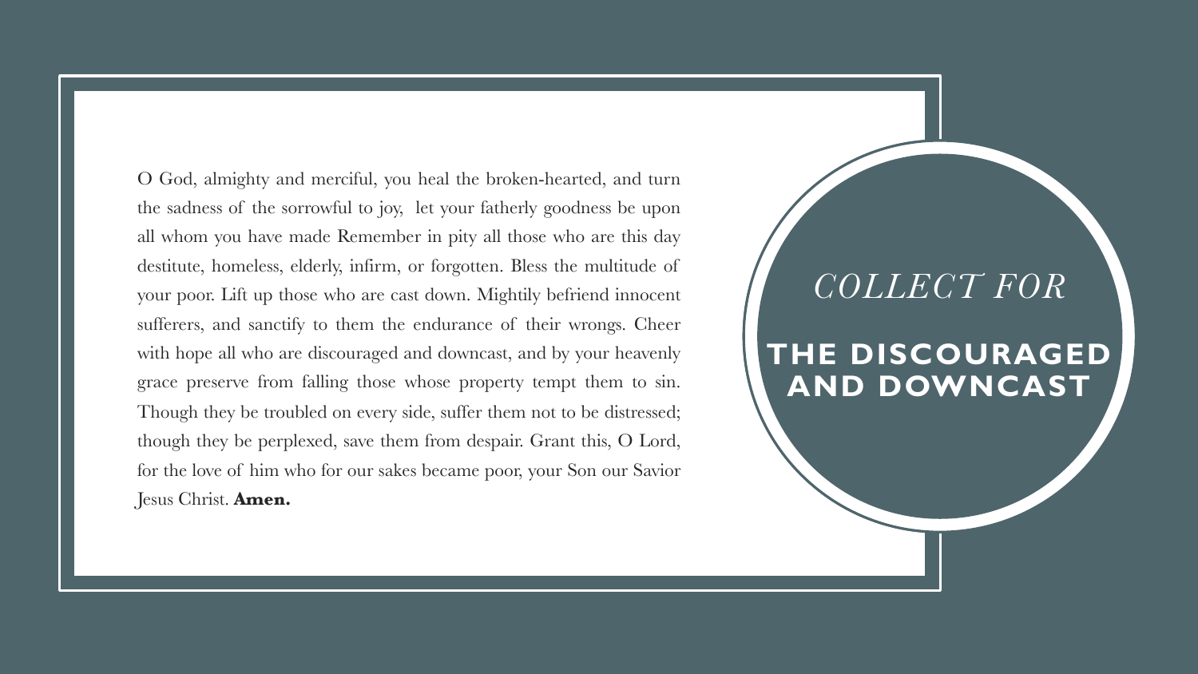# *COLLECT FOR*

# THE DISCOURAGED AND DOWNCAST

O God, almighty and merciful, you heal the broken-hearted, and turn the sadness of the sorrowful to joy,  let your fatherly goodness be upon all whom you have made Remember in pity all those who are this day destitute, homeless, elderly, infirm, or forgotten. Bless the multitude of your poor. Lift up those who are cast down. Mightily befriend innocent sufferers, and sanctify to them the endurance of their wrongs. Cheer with hope all who are discouraged and downcast, and by your heavenly grace preserve from falling those whose property tempt them to sin. Though they be troubled on every side, suffer them not to be distressed; though they be perplexed, save them from despair. Grant this, O Lord, for the love of him who for our sakes became poor, your Son our Savior Jesus Christ. **Amen.**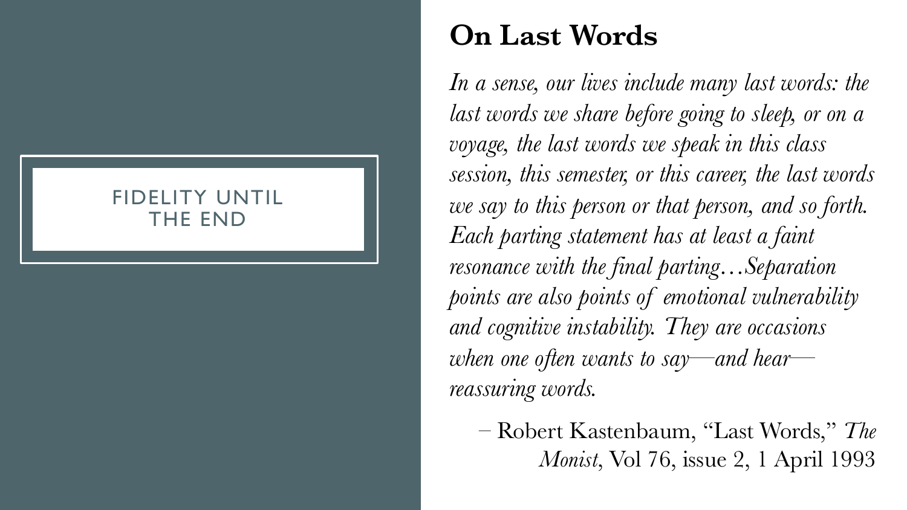FIDELITY UNTIL THE END

## On Last Words

*In a sense, our lives include many last words: the last words we share before going to sleep, or on a voyage, the last words we speak in this class session, this semester, or this career, the last words we say to this person or that person, and so forth. Each parting statement has at least a faint resonance with the final parting…Separation points are also points of emotional vulnerability and cognitive instability. They are occasions when one often wants to say—and hear—reassuring words.*

– Robert Kastenbaum, "Last Words," *The Monist*, Vol 76, issue 2, 1 April 1993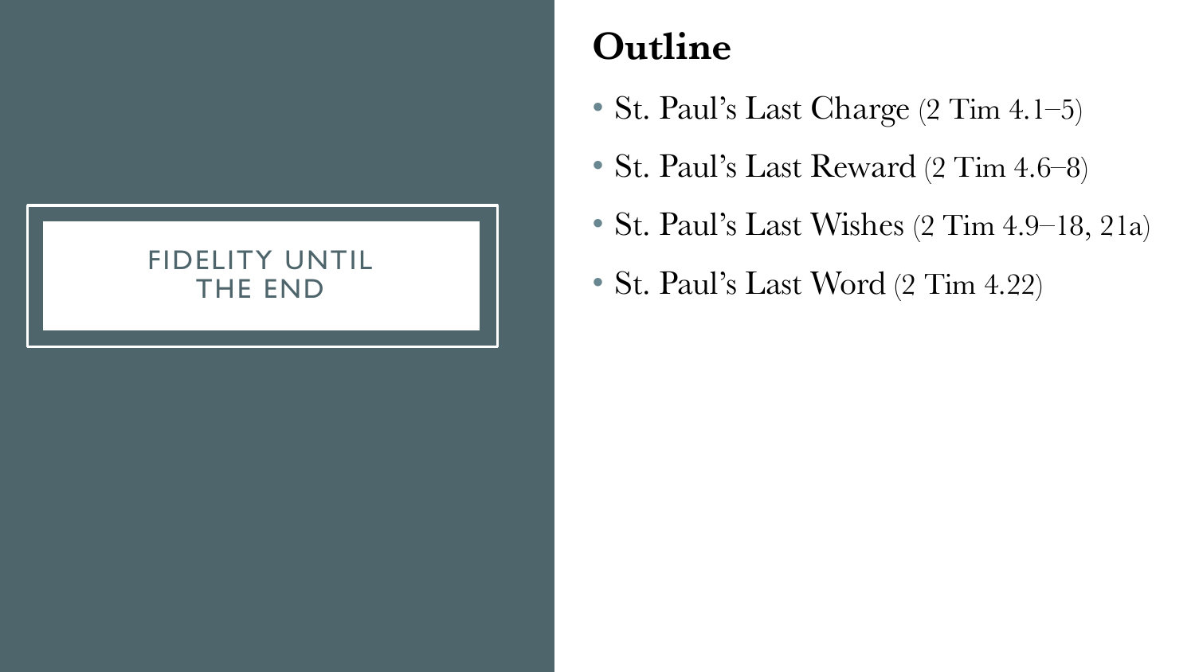FIDELITY UNTIL THE END

## Outline

- St. Paul's Last Charge (2 Tim 4.1–5)
- St. Paul's Last Reward (2 Tim 4.6–8)
- St. Paul's Last Wishes (2 Tim 4.9–18, 21a)
- St. Paul's Last Word (2 Tim 4.22)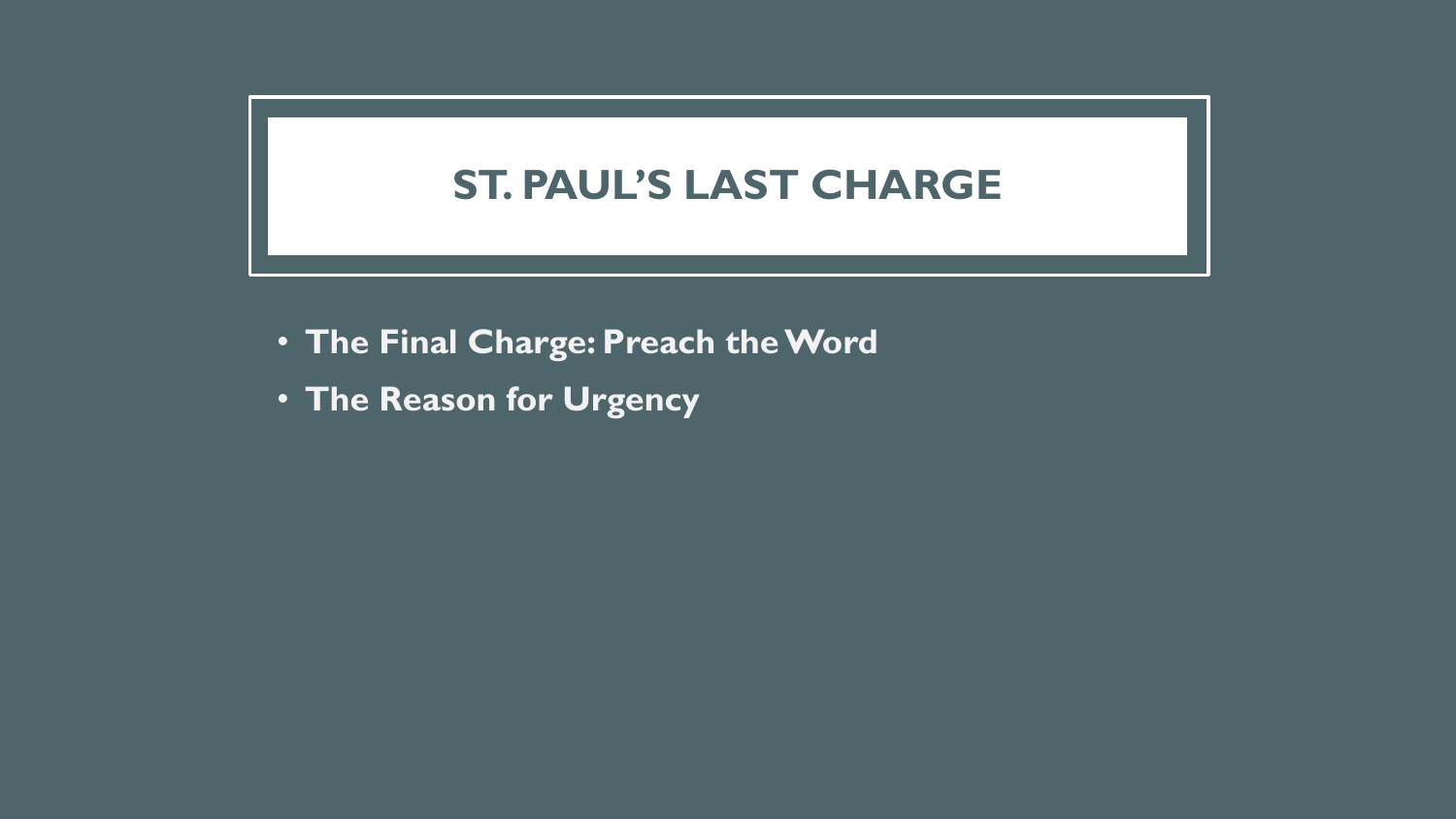# ST. PAUL'S LAST CHARGE

- **The Final Charge: Preach the Word**
- **The Reason for Urgency**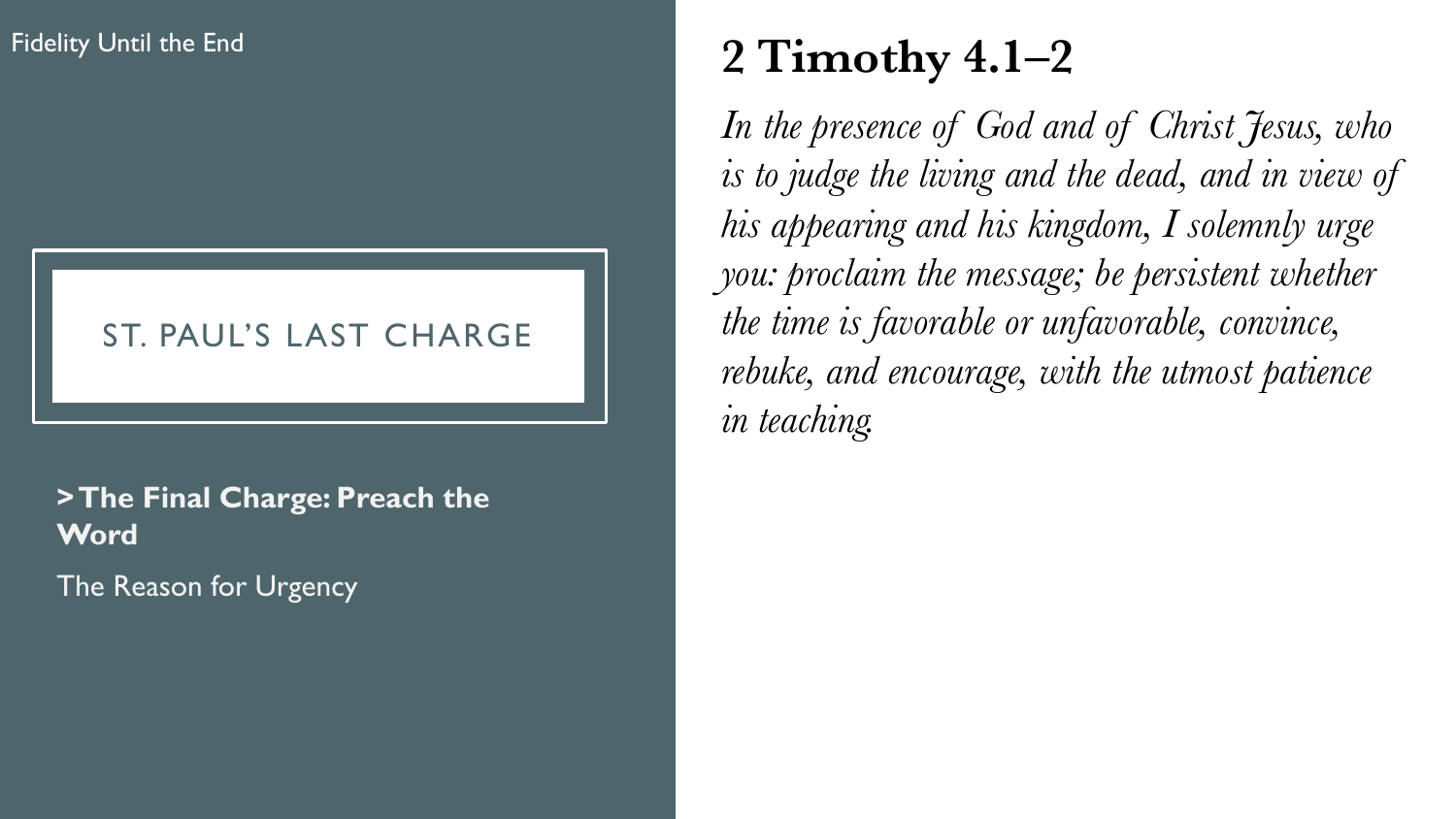Fidelity Until the End

# ST. PAUL'S LAST CHARGE

**> The Final Charge: Preach the Word**

The Reason for Urgency

## 2 Timothy 4.1–2

*In the presence of God and of Christ Jesus, who is to judge the living and the dead, and in view of his appearing and his kingdom, I solemnly urge you: proclaim the message; be persistent whether the time is favorable or unfavorable, convince, rebuke, and encourage, with the utmost patience in teaching.*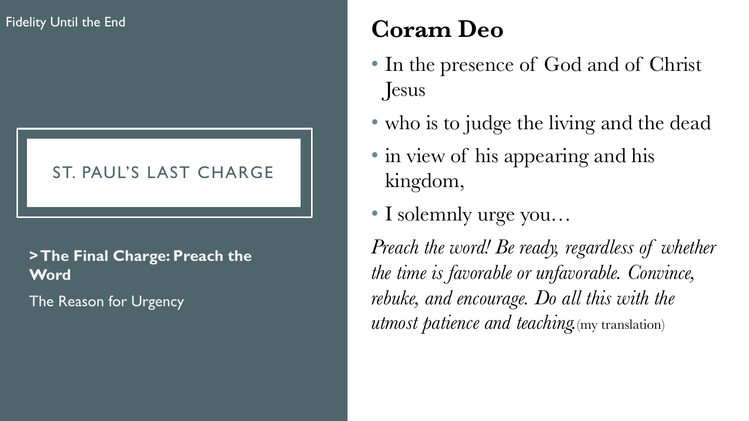Fidelity Until the End

## ST. PAUL'S LAST CHARGE

**> The Final Charge: Preach the Word**

The Reason for Urgency

## Coram Deo

- In the presence of God and of Christ Jesus
- who is to judge the living and the dead
- in view of his appearing and his kingdom,
- I solemnly urge you…

*Preach the word! Be ready, regardless of whether the time is favorable or unfavorable. Convince, rebuke, and encourage. Do all this with the utmost patience and teaching.* (my translation)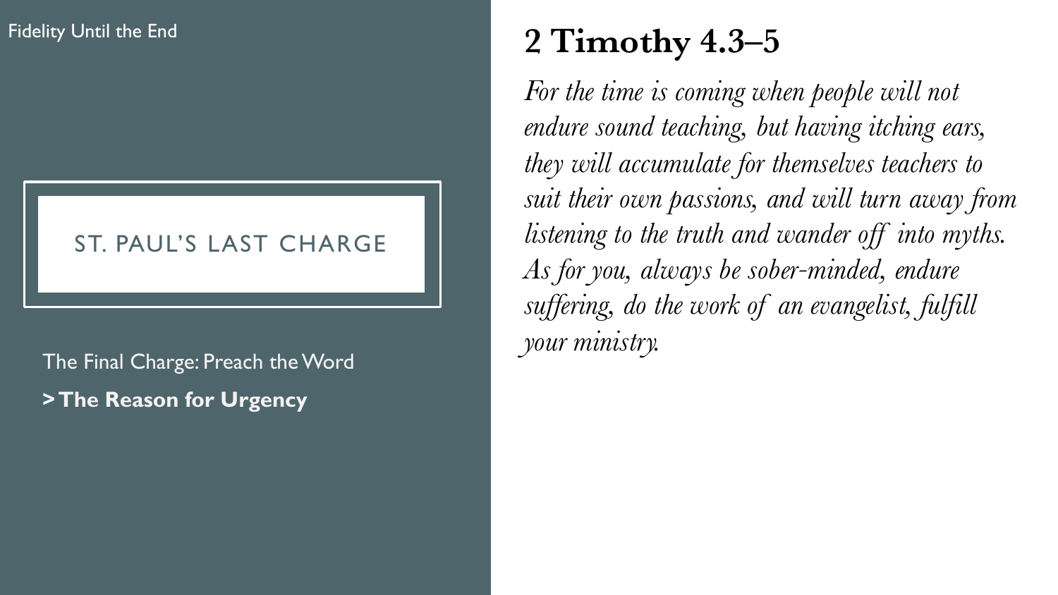Fidelity Until the End

## ST. PAUL'S LAST CHARGE

The Final Charge: Preach the Word

**> The Reason for Urgency**

# 2 Timothy 4.3–5

*For the time is coming when people will not endure sound teaching, but having itching ears, they will accumulate for themselves teachers to suit their own passions, and will turn away from listening to the truth and wander off into myths. As for you, always be sober-minded, endure suffering, do the work of an evangelist, fulfill your ministry.*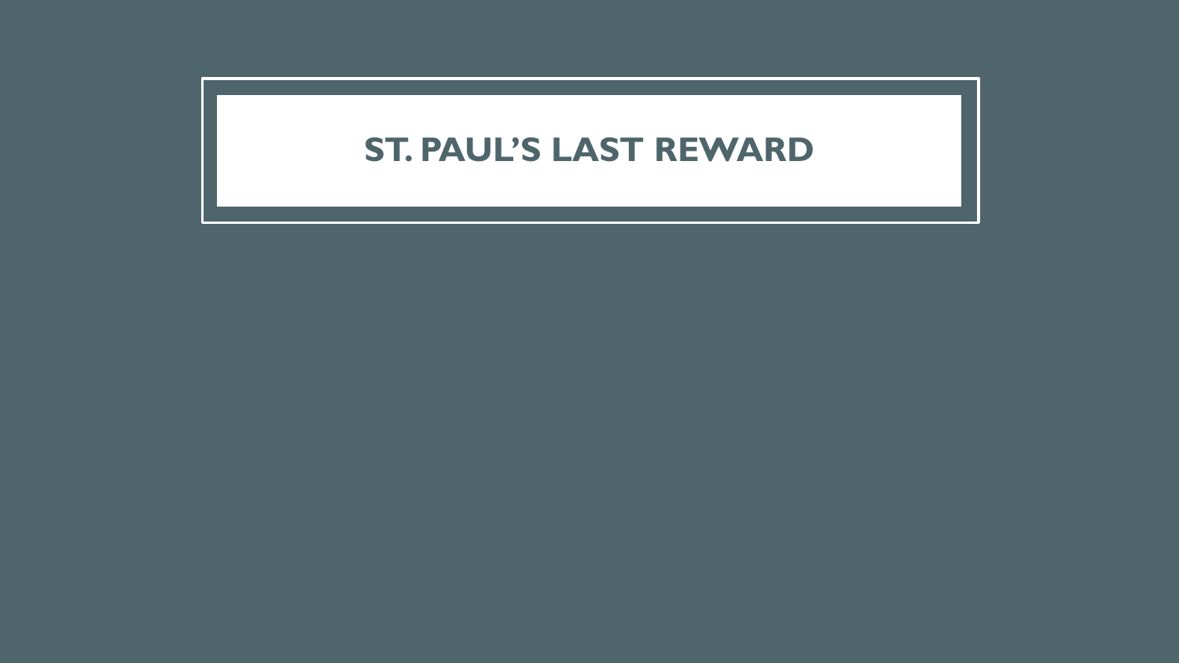# ST. PAUL'S LAST REWARD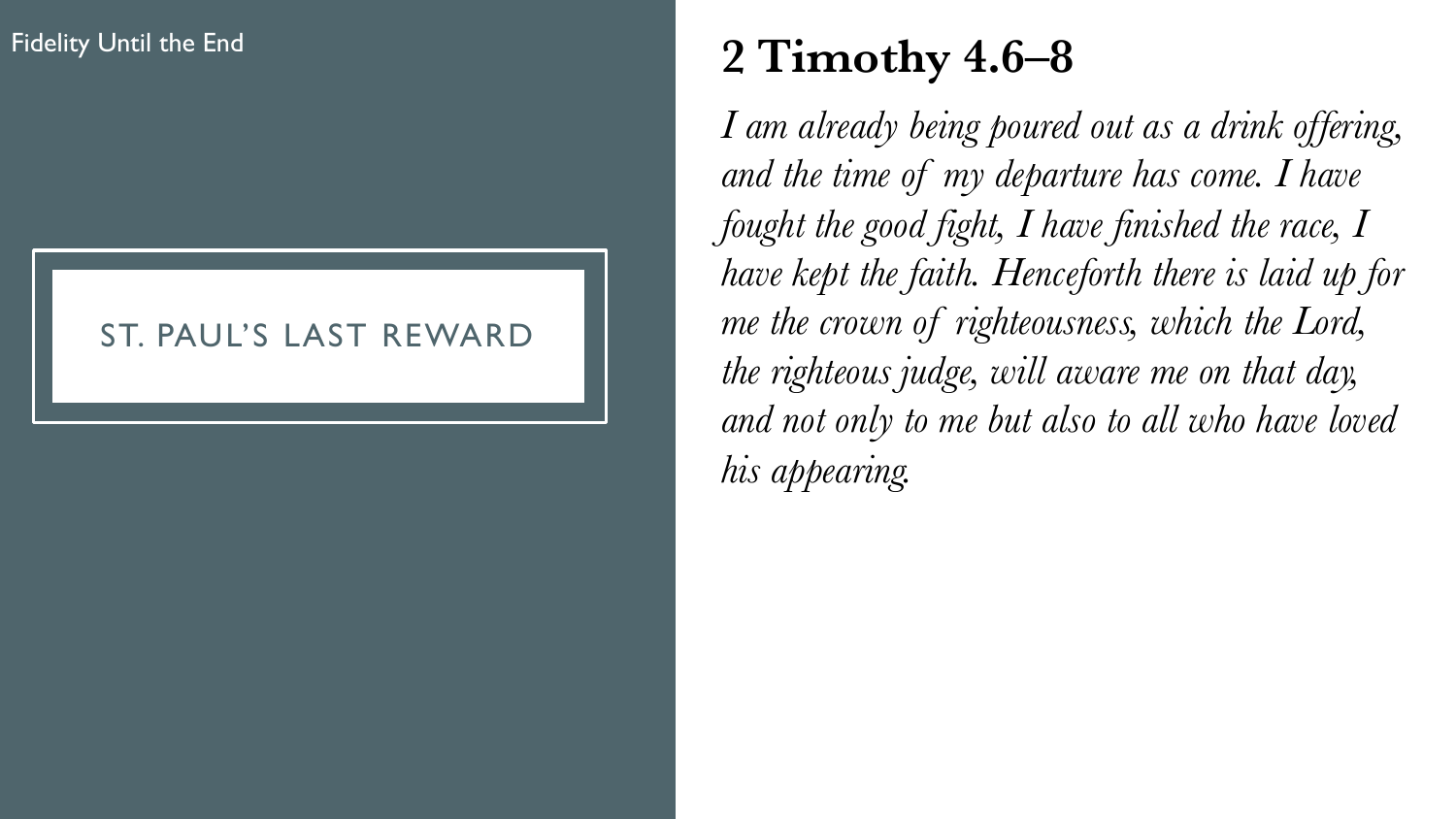## ST. PAUL'S LAST REWARD

# 2 Timothy 4.6–8

*I am already being poured out as a drink offering, and the time of my departure has come. I have fought the good fight, I have finished the race, I have kept the faith. Henceforth there is laid up for me the crown of righteousness, which the Lord, the righteous judge, will aware me on that day, and not only to me but also to all who have loved his appearing.*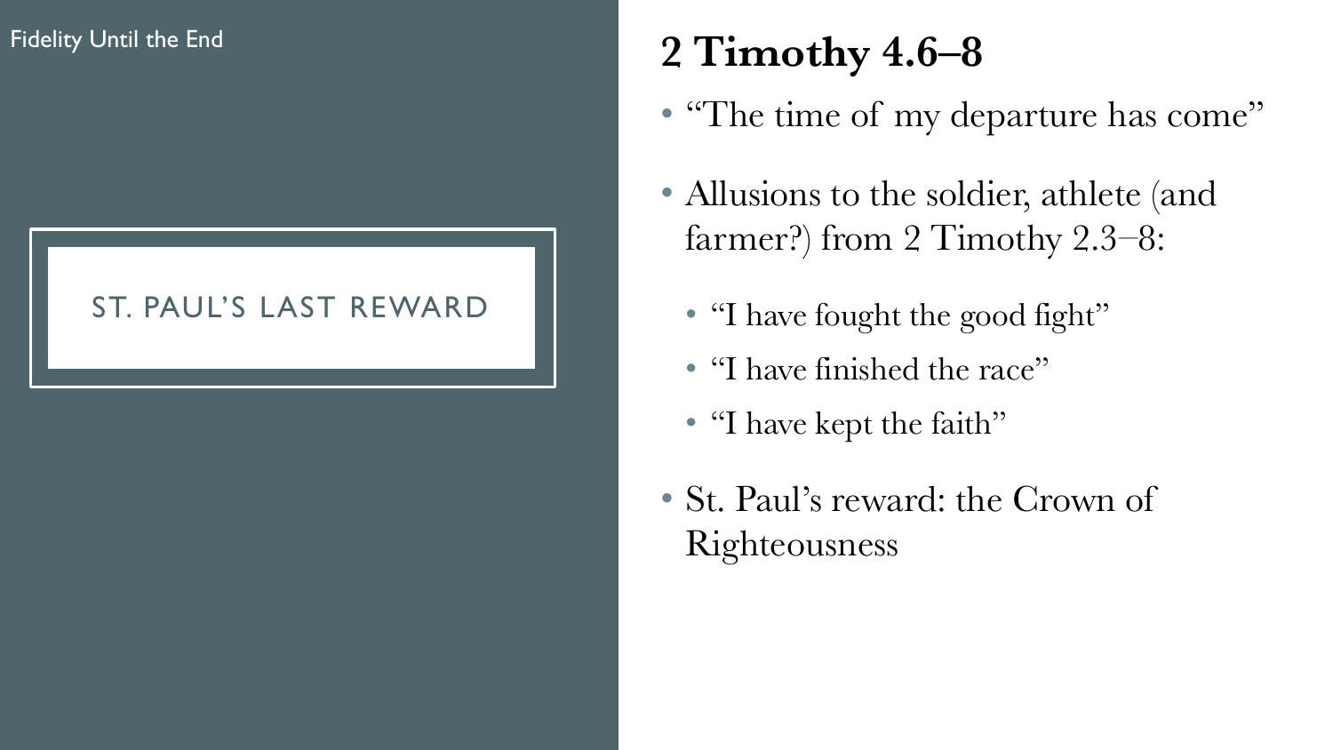Fidelity Until the End

# ST. PAUL'S LAST REWARD

## 2 Timothy 4.6–8

- "The time of my departure has come"
- Allusions to the soldier, athlete (and farmer?) from 2 Timothy 2.3–8:
  - "I have fought the good fight"
  - "I have finished the race"
  - "I have kept the faith"
- St. Paul's reward: the Crown of Righteousness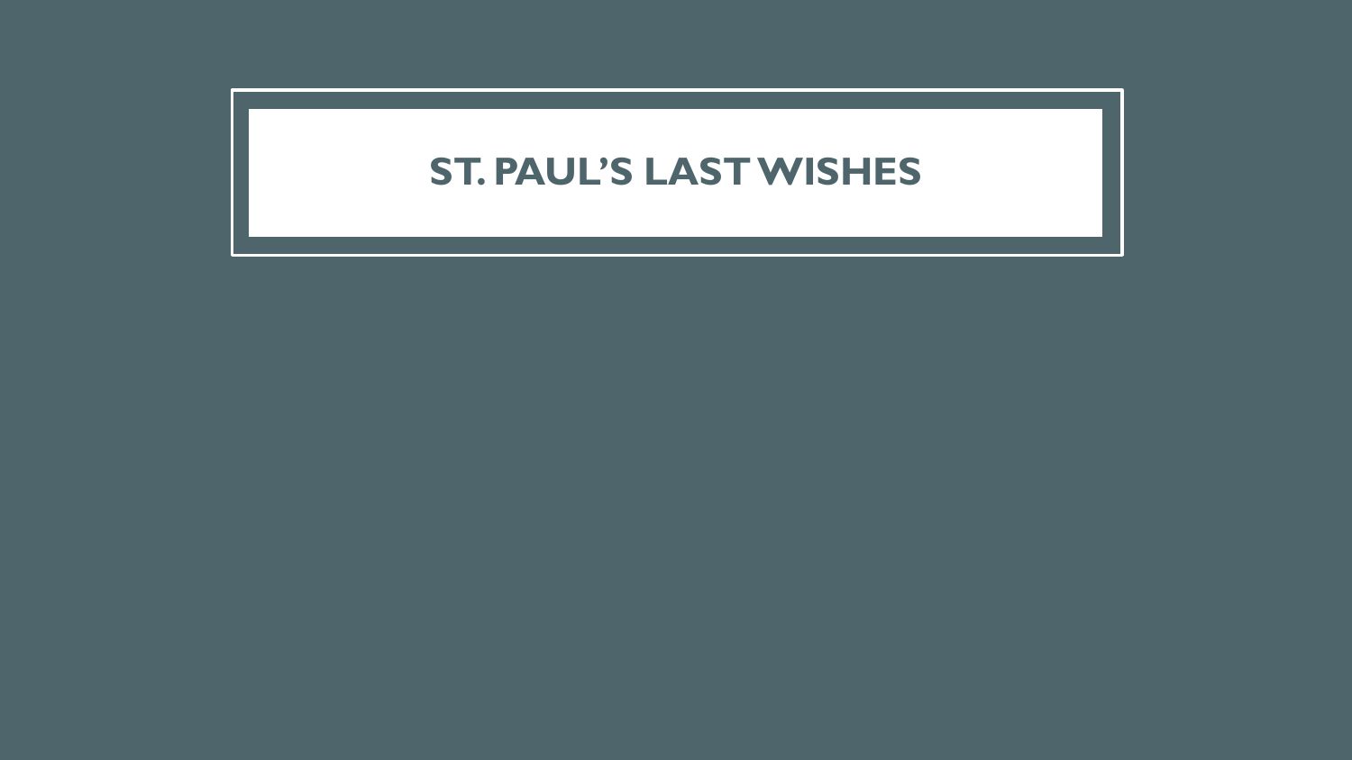# ST. PAUL’S LAST WISHES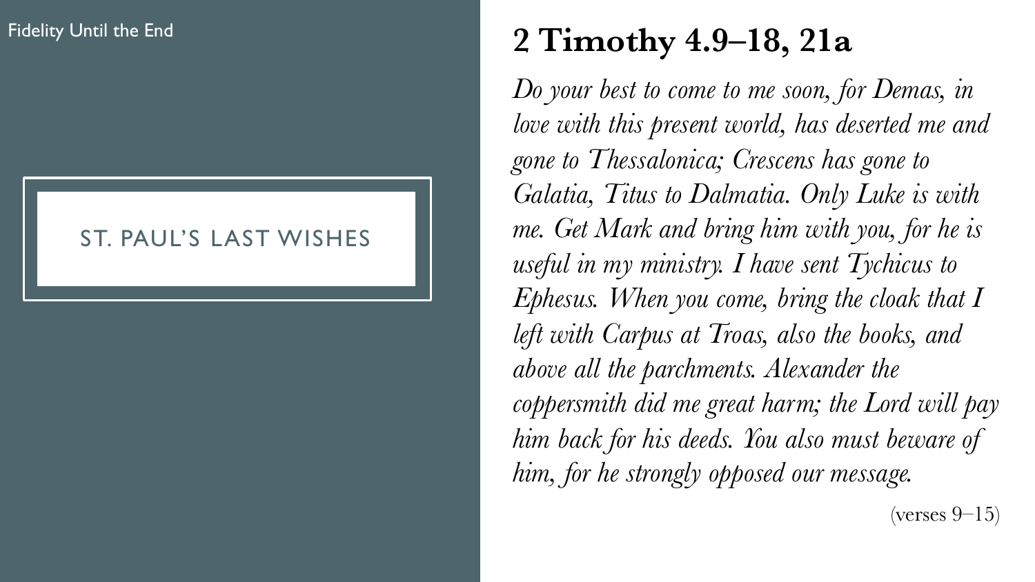Fidelity Until the End

## ST. PAUL'S LAST WISHES

# 2 Timothy 4.9–18, 21a

*Do your best to come to me soon, for Demas, in love with this present world, has deserted me and gone to Thessalonica; Crescens has gone to Galatia, Titus to Dalmatia. Only Luke is with me. Get Mark and bring him with you, for he is useful in my ministry. I have sent Tychicus to Ephesus. When you come, bring the cloak that I left with Carpus at Troas, also the books, and above all the parchments. Alexander the coppersmith did me great harm; the Lord will pay him back for his deeds. You also must beware of him, for he strongly opposed our message.*

(verses 9–15)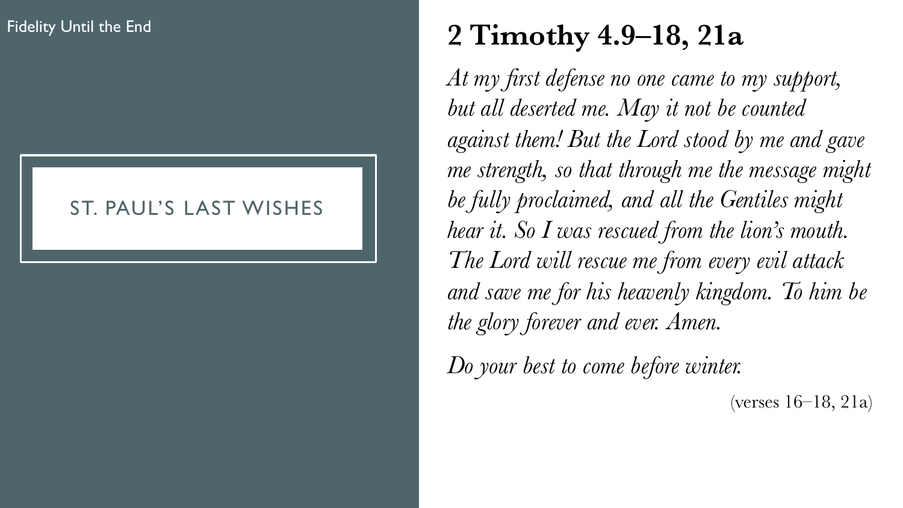Fidelity Until the End

## ST. PAUL'S LAST WISHES

# 2 Timothy 4.9–18, 21a

*At my first defense no one came to my support, but all deserted me. May it not be counted against them! But the Lord stood by me and gave me strength, so that through me the message might be fully proclaimed, and all the Gentiles might hear it. So I was rescued from the lion's mouth. The Lord will rescue me from every evil attack and save me for his heavenly kingdom. To him be the glory forever and ever. Amen.*

*Do your best to come before winter.*

(verses 16–18, 21a)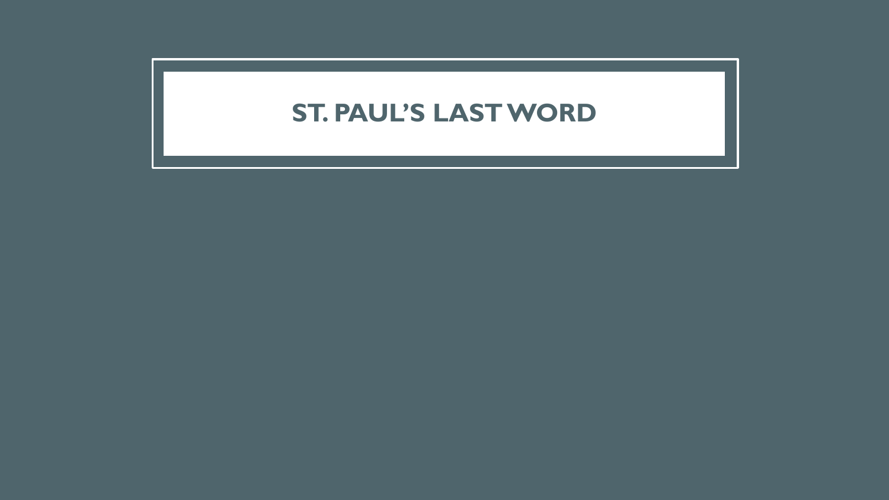# ST. PAUL'S LAST WORD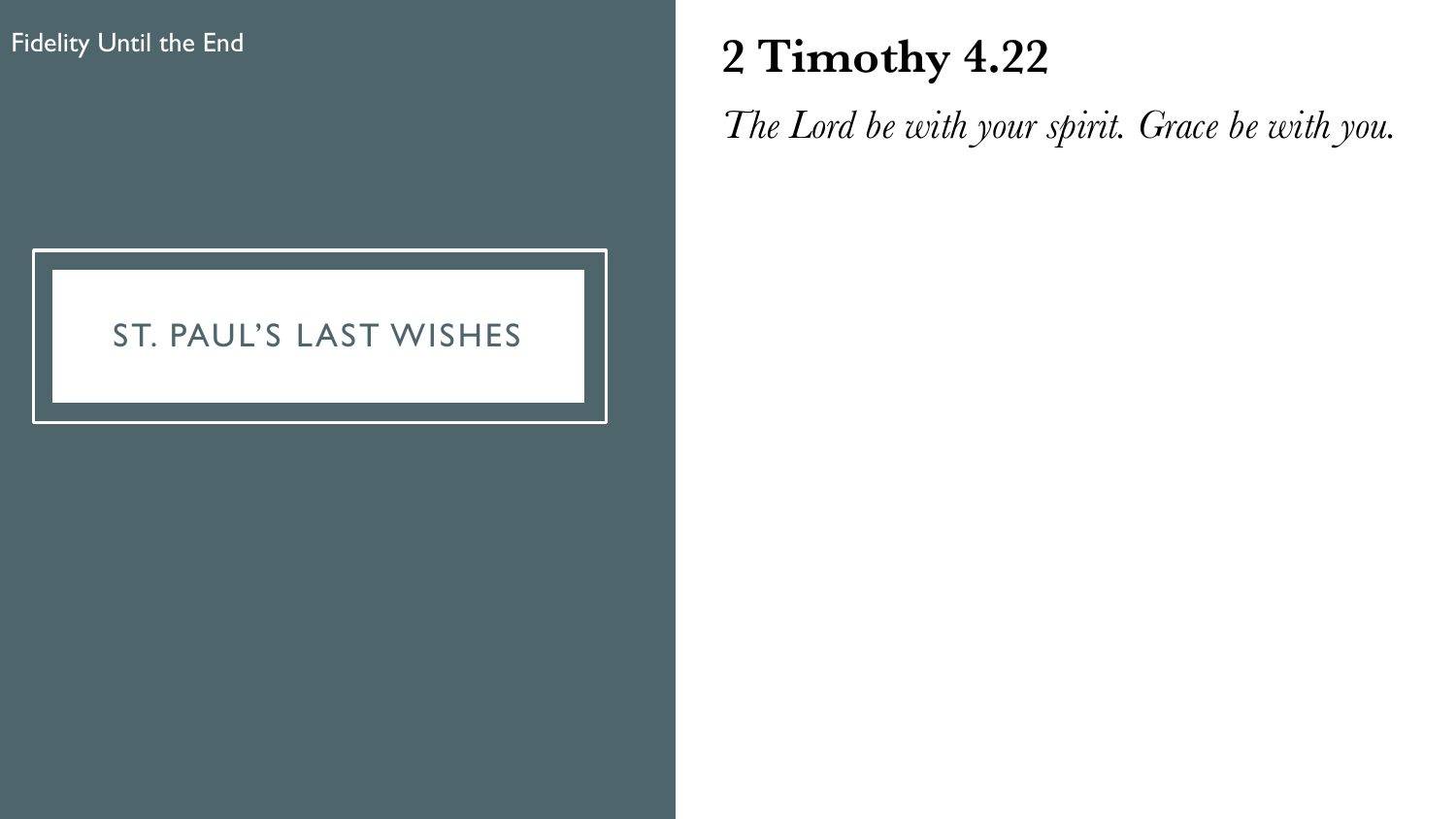Fidelity Until the End

ST. PAUL'S LAST WISHES

# 2 Timothy 4.22

*The Lord be with your spirit. Grace be with you.*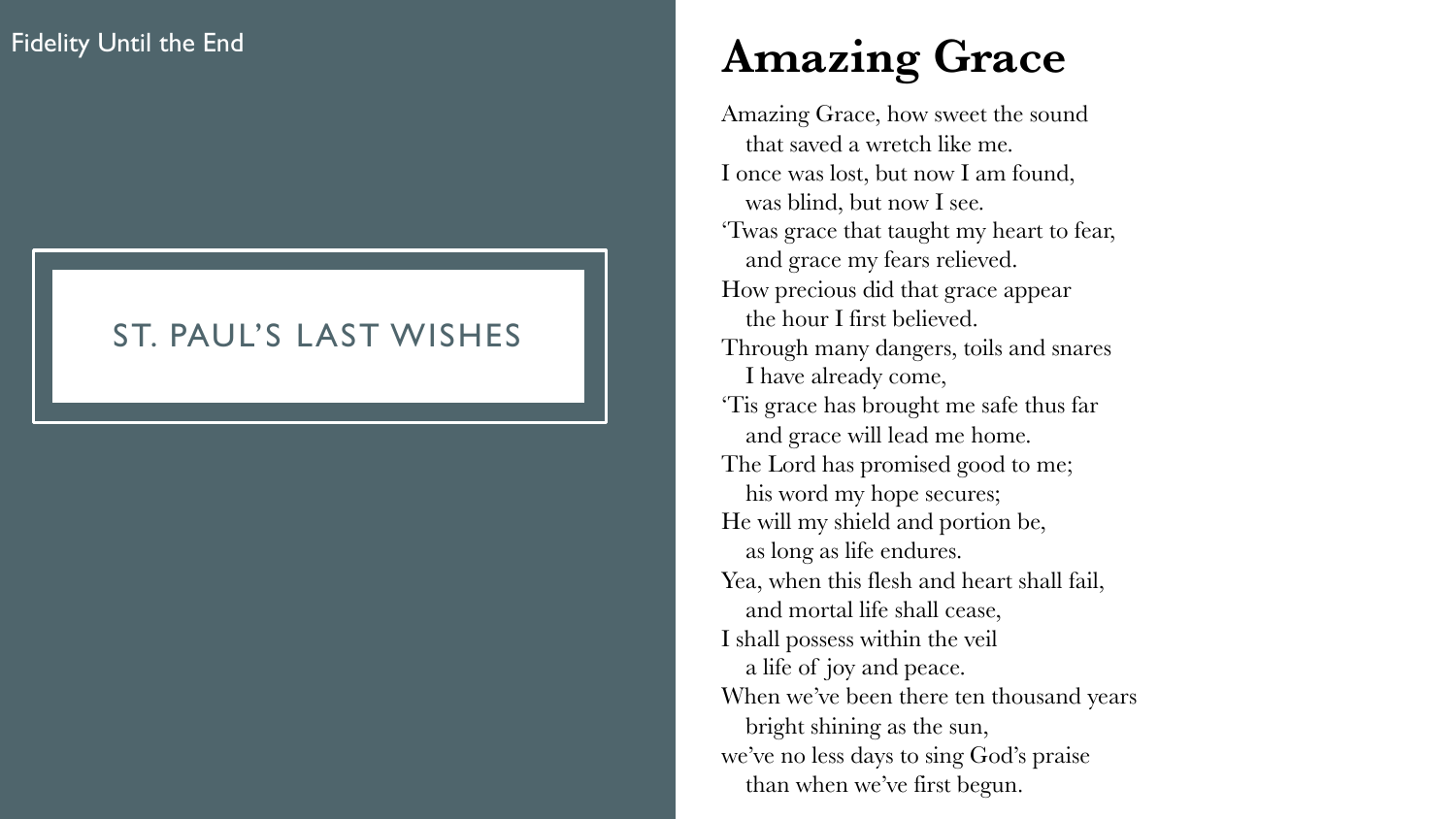Fidelity Until the End

## ST. PAUL'S LAST WISHES

# Amazing Grace

Amazing Grace, how sweet the sound
  that saved a wretch like me.
I once was lost, but now I am found,
  was blind, but now I see.
'Twas grace that taught my heart to fear,
  and grace my fears relieved.
How precious did that grace appear
  the hour I first believed.
Through many dangers, toils and snares
  I have already come,
'Tis grace has brought me safe thus far
  and grace will lead me home.
The Lord has promised good to me;
  his word my hope secures;
He will my shield and portion be,
  as long as life endures.
Yea, when this flesh and heart shall fail,
  and mortal life shall cease,
I shall possess within the veil
  a life of joy and peace.
When we've been there ten thousand years
  bright shining as the sun,
we've no less days to sing God's praise
  than when we've first begun.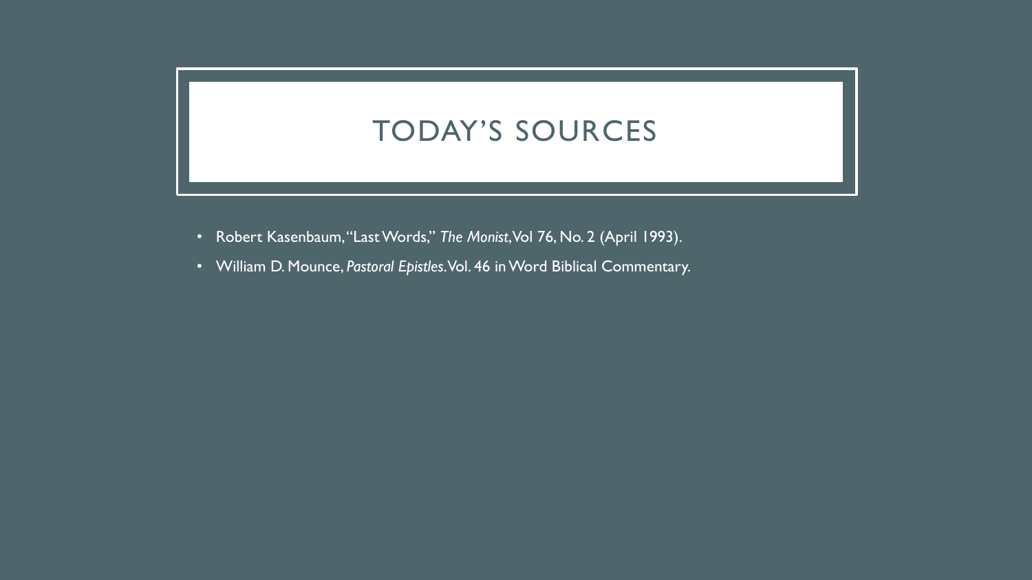# TODAY'S SOURCES

- Robert Kasenbaum, "Last Words," *The Monist*, Vol 76, No. 2 (April 1993).
- William D. Mounce, *Pastoral Epistles*. Vol. 46 in Word Biblical Commentary.